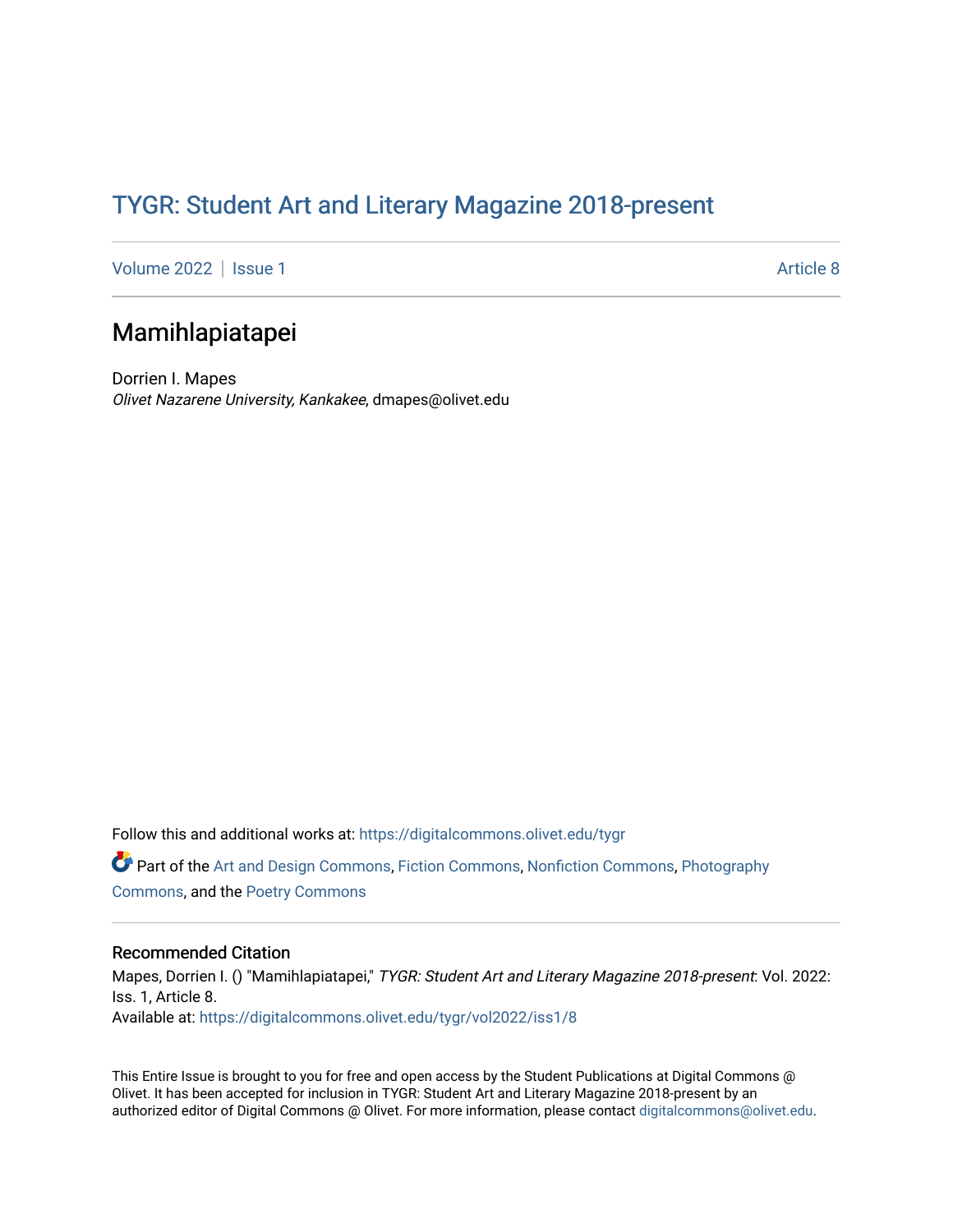# TYGR: Student Art and Literary Magazine 2018-present

Volume 2022 | Issue 1 | Article 8

## Mamihlapiatapei

Dorrien I. Mapes
*Olivet Nazarene University, Kankakee*, dmapes@olivet.edu

Follow this and additional works at: https://digitalcommons.olivet.edu/tygr

Part of the Art and Design Commons, Fiction Commons, Nonfiction Commons, Photography Commons, and the Poetry Commons

### Recommended Citation

Mapes, Dorrien I. () "Mamihlapiatapei," *TYGR: Student Art and Literary Magazine 2018-present*: Vol. 2022: Iss. 1, Article 8.
Available at: https://digitalcommons.olivet.edu/tygr/vol2022/iss1/8

This Entire Issue is brought to you for free and open access by the Student Publications at Digital Commons @ Olivet. It has been accepted for inclusion in TYGR: Student Art and Literary Magazine 2018-present by an authorized editor of Digital Commons @ Olivet. For more information, please contact digitalcommons@olivet.edu.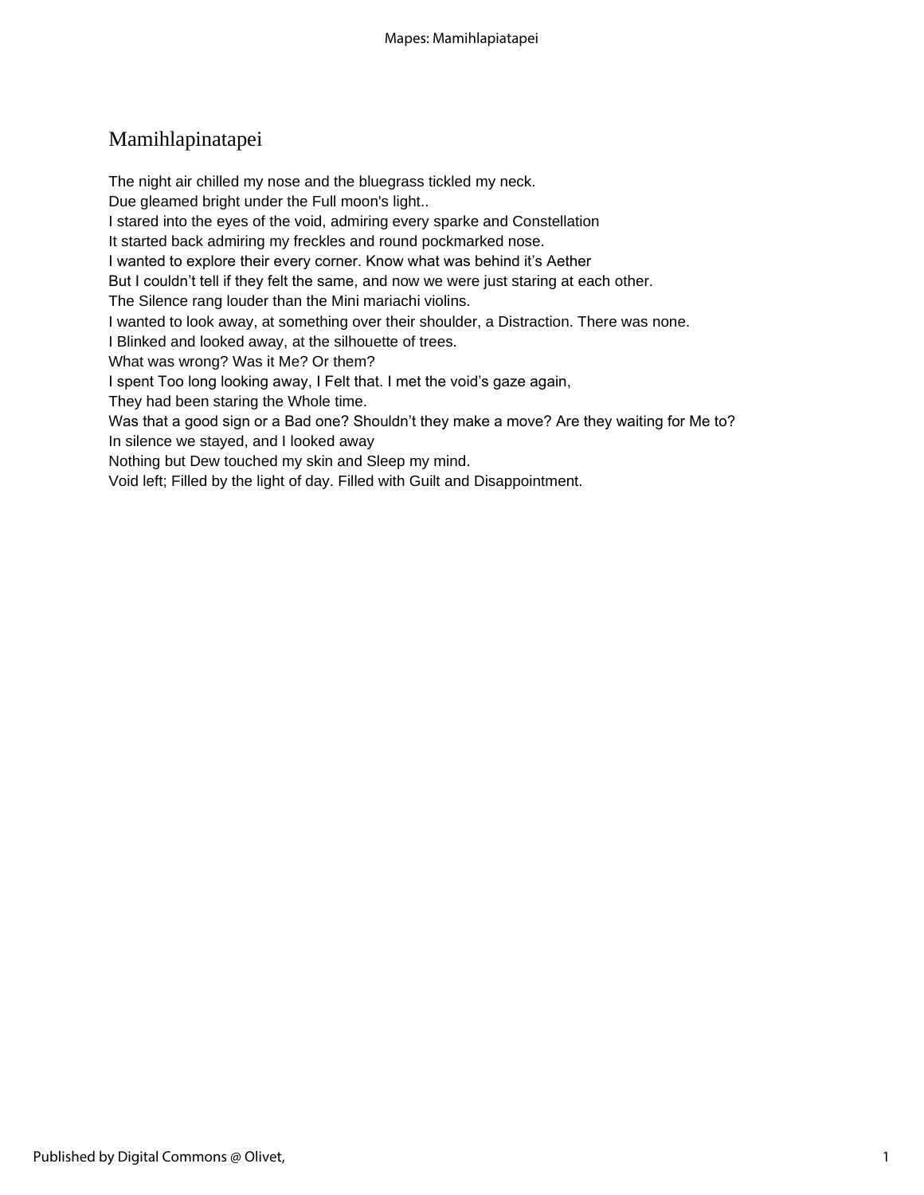# Mamihlapinatapei

The night air chilled my nose and the bluegrass tickled my neck.
Due gleamed bright under the Full moon's light..
I stared into the eyes of the void, admiring every sparke and Constellation
It started back admiring my freckles and round pockmarked nose.
I wanted to explore their every corner. Know what was behind it's Aether
But I couldn't tell if they felt the same, and now we were just staring at each other.
The Silence rang louder than the Mini mariachi violins.
I wanted to look away, at something over their shoulder, a Distraction. There was none.
I Blinked and looked away, at the silhouette of trees.
What was wrong? Was it Me? Or them?
I spent Too long looking away, I Felt that. I met the void's gaze again,
They had been staring the Whole time.
Was that a good sign or a Bad one? Shouldn't they make a move? Are they waiting for Me to?
In silence we stayed, and I looked away
Nothing but Dew touched my skin and Sleep my mind.
Void left; Filled by the light of day. Filled with Guilt and Disappointment.